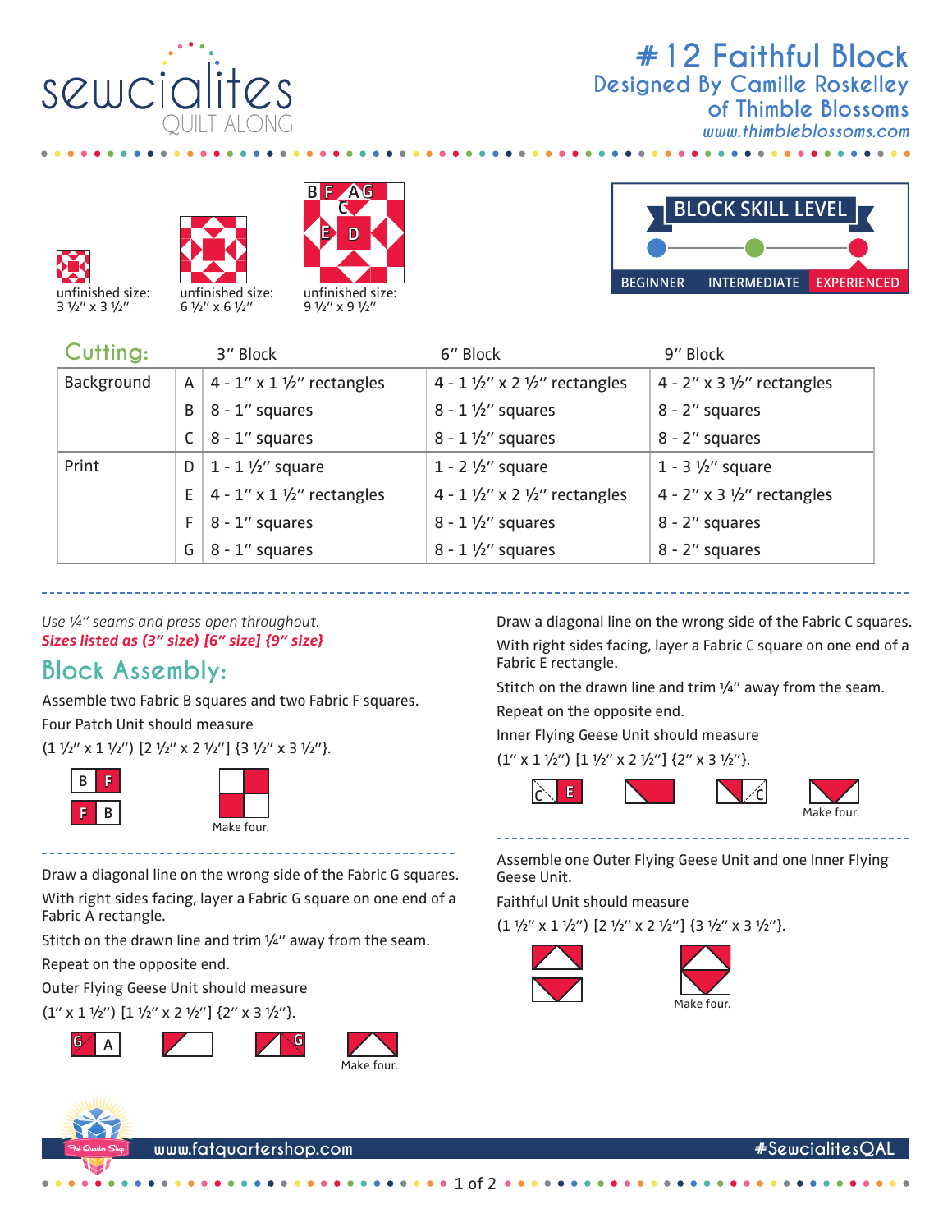# #12 Faithful Block

## Designed By Camille Roskelley of Thimble Blossoms

www.thimbleblossoms.com

unfinished size: 3 ½" x 3 ½"

unfinished size: 6 ½" x 6 ½"

unfinished size: 9 ½" x 9 ½"

BLOCK SKILL LEVEL

BEGINNER | INTERMEDIATE | EXPERIENCED

## Cutting:

| | | 3" Block | 6" Block | 9" Block |
|---|---|---|---|---|
| Background | A | 4 - 1" x 1 ½" rectangles | 4 - 1 ½" x 2 ½" rectangles | 4 - 2" x 3 ½" rectangles |
| | B | 8 - 1" squares | 8 - 1 ½" squares | 8 - 2" squares |
| | C | 8 - 1" squares | 8 - 1 ½" squares | 8 - 2" squares |
| Print | D | 1 - 1 ½" square | 1 - 2 ½" square | 1 - 3 ½" square |
| | E | 4 - 1" x 1 ½" rectangles | 4 - 1 ½" x 2 ½" rectangles | 4 - 2" x 3 ½" rectangles |
| | F | 8 - 1" squares | 8 - 1 ½" squares | 8 - 2" squares |
| | G | 8 - 1" squares | 8 - 1 ½" squares | 8 - 2" squares |

*Use ¼" seams and press open throughout.*

***Sizes listed as (3" size) [6" size] {9" size}***

## Block Assembly:

Assemble two Fabric B squares and two Fabric F squares.

Four Patch Unit should measure

(1 ½" x 1 ½") [2 ½" x 2 ½"] {3 ½" x 3 ½"}.

Make four.

Draw a diagonal line on the wrong side of the Fabric G squares.

With right sides facing, layer a Fabric G square on one end of a Fabric A rectangle.

Stitch on the drawn line and trim ¼" away from the seam.

Repeat on the opposite end.

Outer Flying Geese Unit should measure

(1" x 1 ½") [1 ½" x 2 ½"] {2" x 3 ½"}.

Make four.

Draw a diagonal line on the wrong side of the Fabric C squares.

With right sides facing, layer a Fabric C square on one end of a Fabric E rectangle.

Stitch on the drawn line and trim ¼" away from the seam.

Repeat on the opposite end.

Inner Flying Geese Unit should measure

(1" x 1 ½") [1 ½" x 2 ½"] {2" x 3 ½"}.

Make four.

Assemble one Outer Flying Geese Unit and one Inner Flying Geese Unit.

Faithful Unit should measure

(1 ½" x 1 ½") [2 ½" x 2 ½"] {3 ½" x 3 ½"}.

Make four.

www.fatquartershop.com #SewcialitesQAL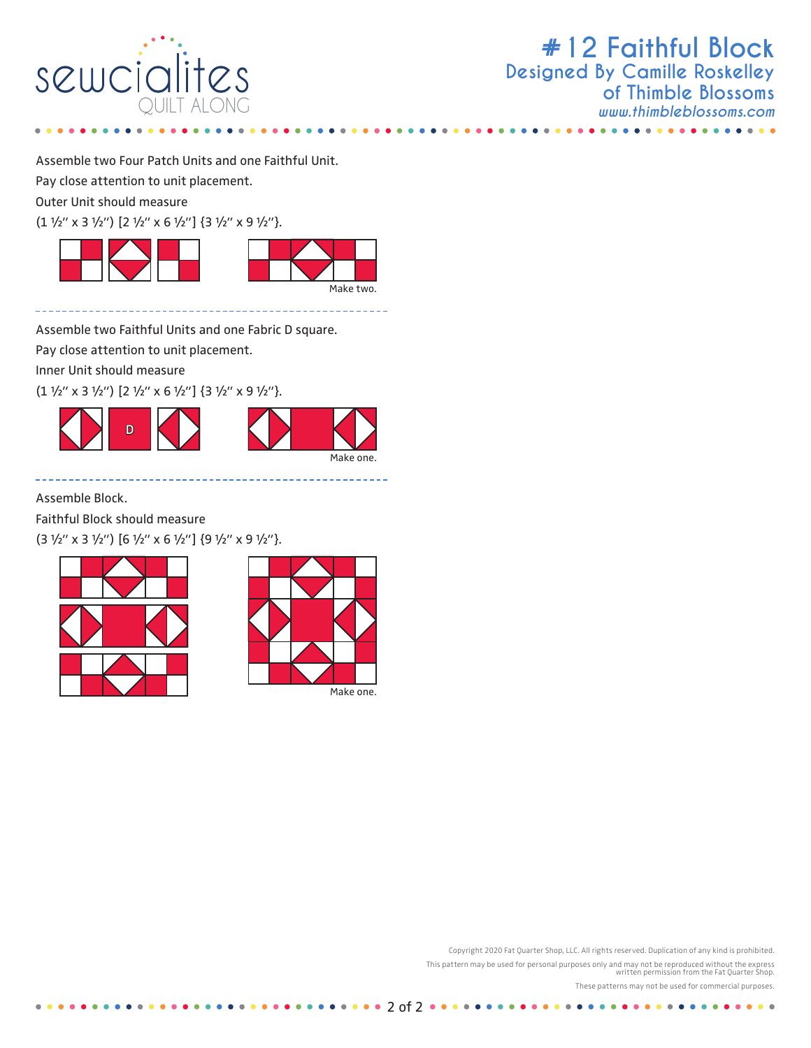# #12 Faithful Block

## Designed By Camille Roskelley of Thimble Blossoms

*www.thimbleblossoms.com*

Assemble two Four Patch Units and one Faithful Unit.

Pay close attention to unit placement.

Outer Unit should measure

(1 ½" x 3 ½") [2 ½" x 6 ½"] {3 ½" x 9 ½"}.

Make two.

Assemble two Faithful Units and one Fabric D square.

Pay close attention to unit placement.

Inner Unit should measure

(1 ½" x 3 ½") [2 ½" x 6 ½"] {3 ½" x 9 ½"}.

D

Make one.

Assemble Block.

Faithful Block should measure

(3 ½" x 3 ½") [6 ½" x 6 ½"] {9 ½" x 9 ½"}.

Make one.

Copyright 2020 Fat Quarter Shop, LLC. All rights reserved. Duplication of any kind is prohibited.

This pattern may be used for personal purposes only and may not be reproduced without the express written permission from the Fat Quarter Shop.

These patterns may not be used for commercial purposes.